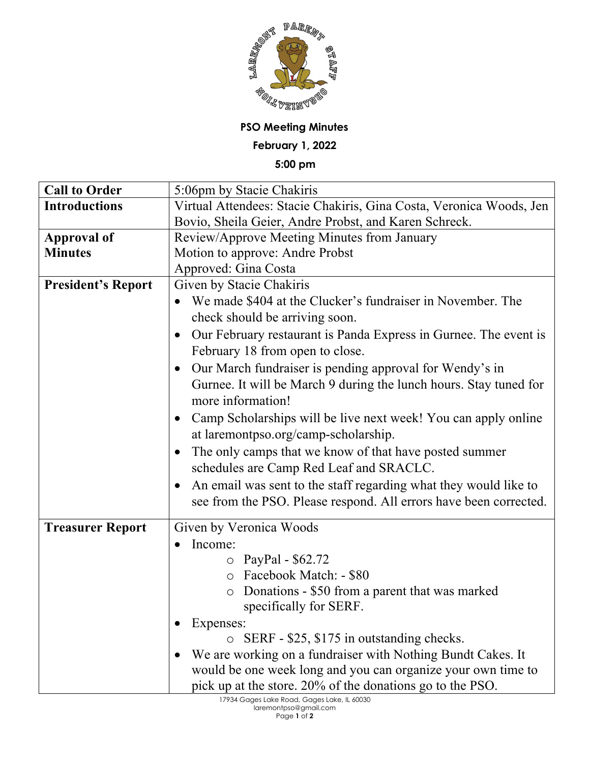**PSO Meeting Minutes**

**February 1, 2022**

**5:00 pm**

| | |
|---|---|
| **Call to Order** | 5:06pm by Stacie Chakiris |
| **Introductions** | Virtual Attendees: Stacie Chakiris, Gina Costa, Veronica Woods, Jen Bovio, Sheila Geier, Andre Probst, and Karen Schreck. |
| **Approval of Minutes** | Review/Approve Meeting Minutes from January<br>Motion to approve: Andre Probst<br>Approved: Gina Costa |
| **President's Report** | Given by Stacie Chakiris<br>• We made $404 at the Clucker's fundraiser in November. The check should be arriving soon.<br>• Our February restaurant is Panda Express in Gurnee. The event is February 18 from open to close.<br>• Our March fundraiser is pending approval for Wendy's in Gurnee. It will be March 9 during the lunch hours. Stay tuned for more information!<br>• Camp Scholarships will be live next week! You can apply online at laremontpso.org/camp-scholarship.<br>• The only camps that we know of that have posted summer schedules are Camp Red Leaf and SRACLC.<br>• An email was sent to the staff regarding what they would like to see from the PSO. Please respond. All errors have been corrected. |
| **Treasurer Report** | Given by Veronica Woods<br>• Income:<br>&nbsp;&nbsp;&nbsp;&nbsp;○ PayPal - $62.72<br>&nbsp;&nbsp;&nbsp;&nbsp;○ Facebook Match: - $80<br>&nbsp;&nbsp;&nbsp;&nbsp;○ Donations - $50 from a parent that was marked specifically for SERF.<br>• Expenses:<br>&nbsp;&nbsp;&nbsp;&nbsp;○ SERF - $25, $175 in outstanding checks.<br>• We are working on a fundraiser with Nothing Bundt Cakes. It would be one week long and you can organize your own time to pick up at the store. 20% of the donations go to the PSO. |

17934 Gages Lake Road, Gages Lake, IL 60030
laremontpso@gmail.com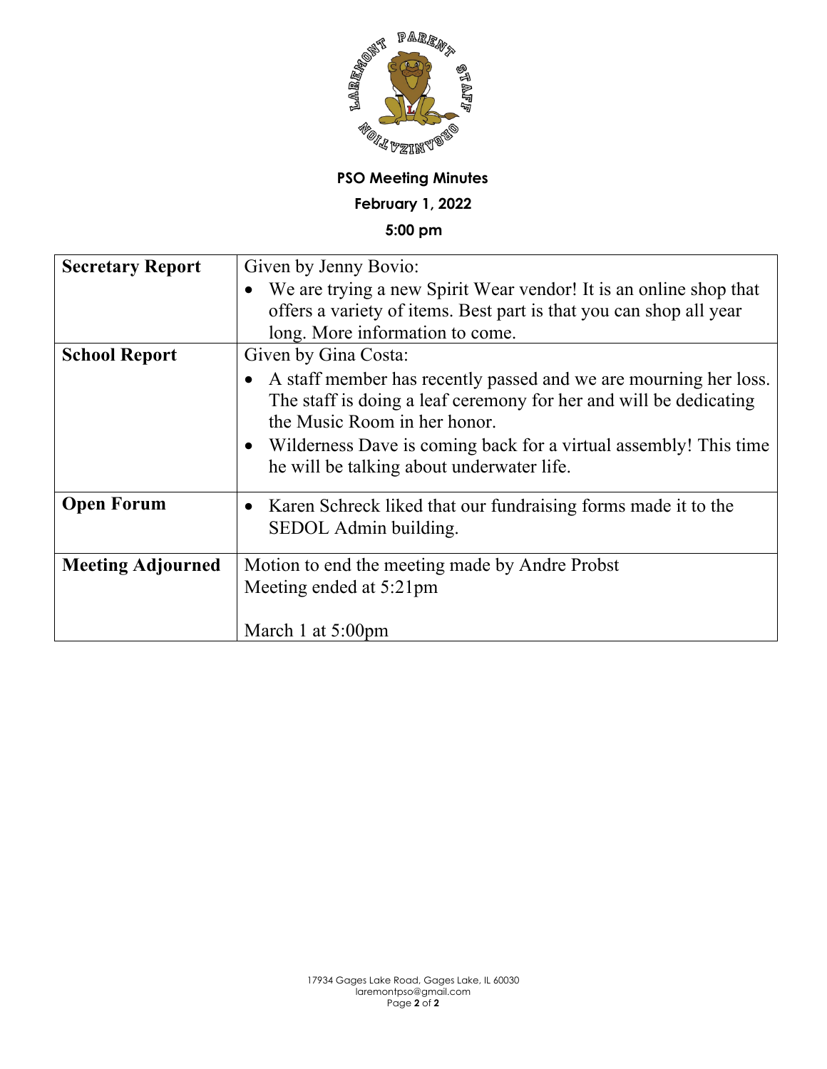**PSO Meeting Minutes**

**February 1, 2022**

**5:00 pm**

| | |
|---|---|
| **Secretary Report** | Given by Jenny Bovio:<br>• We are trying a new Spirit Wear vendor! It is an online shop that offers a variety of items. Best part is that you can shop all year long. More information to come. |
| **School Report** | Given by Gina Costa:<br>• A staff member has recently passed and we are mourning her loss. The staff is doing a leaf ceremony for her and will be dedicating the Music Room in her honor.<br>• Wilderness Dave is coming back for a virtual assembly! This time he will be talking about underwater life. |
| **Open Forum** | • Karen Schreck liked that our fundraising forms made it to the SEDOL Admin building. |
| **Meeting Adjourned** | Motion to end the meeting made by Andre Probst<br>Meeting ended at 5:21pm<br><br>March 1 at 5:00pm |

17934 Gages Lake Road, Gages Lake, IL 60030
laremontpso@gmail.com